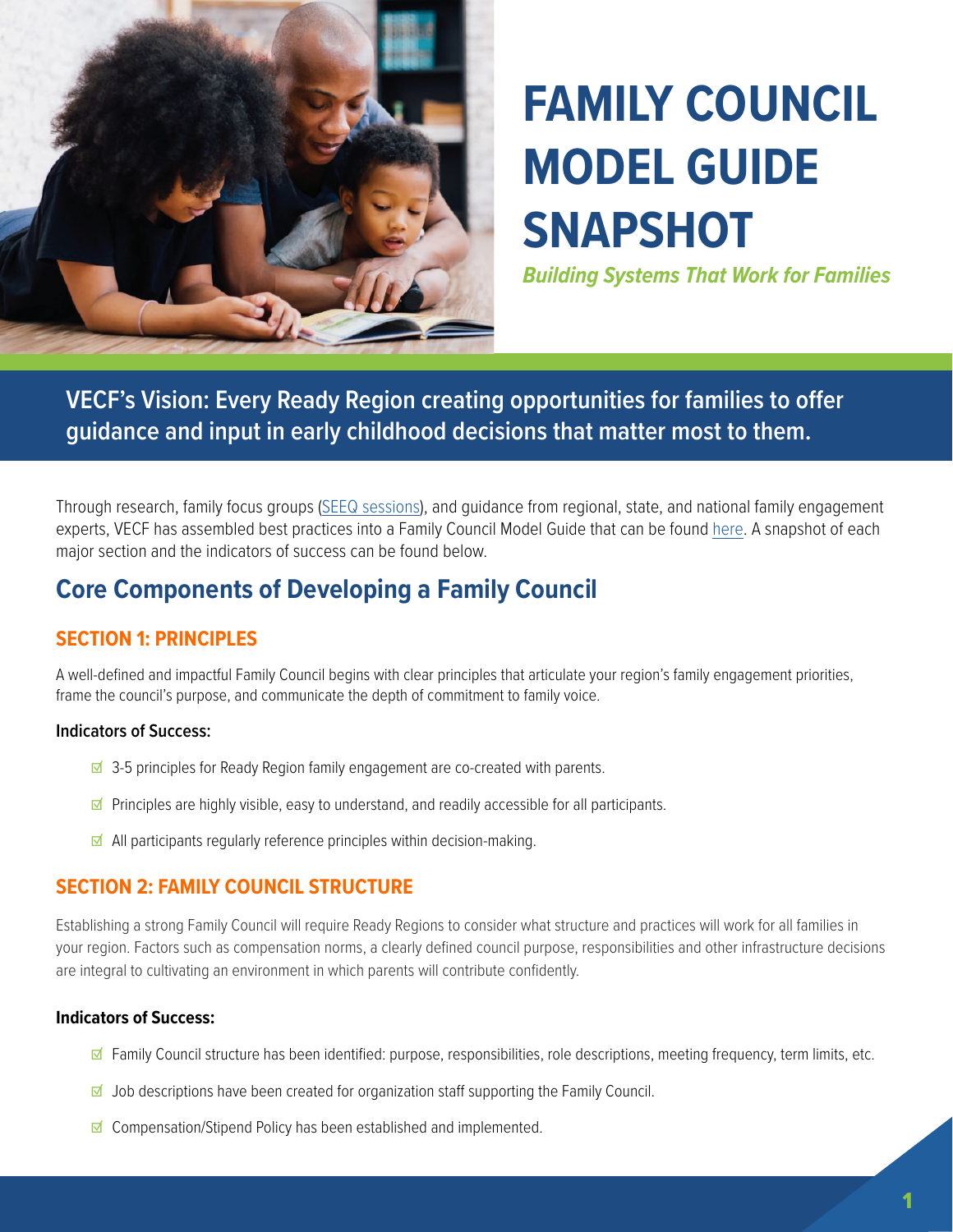# FAMILY COUNCIL MODEL GUIDE SNAPSHOT

***Building Systems That Work for Families***

**VECF's Vision: Every Ready Region creating opportunities for families to offer guidance and input in early childhood decisions that matter most to them.**

Through research, family focus groups (SEEQ sessions), and guidance from regional, state, and national family engagement experts, VECF has assembled best practices into a Family Council Model Guide that can be found here. A snapshot of each major section and the indicators of success can be found below.

## Core Components of Developing a Family Council

### SECTION 1: PRINCIPLES

A well-defined and impactful Family Council begins with clear principles that articulate your region's family engagement priorities, frame the council's purpose, and communicate the depth of commitment to family voice.

**Indicators of Success:**

- ☑ 3-5 principles for Ready Region family engagement are co-created with parents.
- ☑ Principles are highly visible, easy to understand, and readily accessible for all participants.
- ☑ All participants regularly reference principles within decision-making.

### SECTION 2: FAMILY COUNCIL STRUCTURE

Establishing a strong Family Council will require Ready Regions to consider what structure and practices will work for all families in your region. Factors such as compensation norms, a clearly defined council purpose, responsibilities and other infrastructure decisions are integral to cultivating an environment in which parents will contribute confidently.

**Indicators of Success:**

- ☑ Family Council structure has been identified: purpose, responsibilities, role descriptions, meeting frequency, term limits, etc.
- ☑ Job descriptions have been created for organization staff supporting the Family Council.
- ☑ Compensation/Stipend Policy has been established and implemented.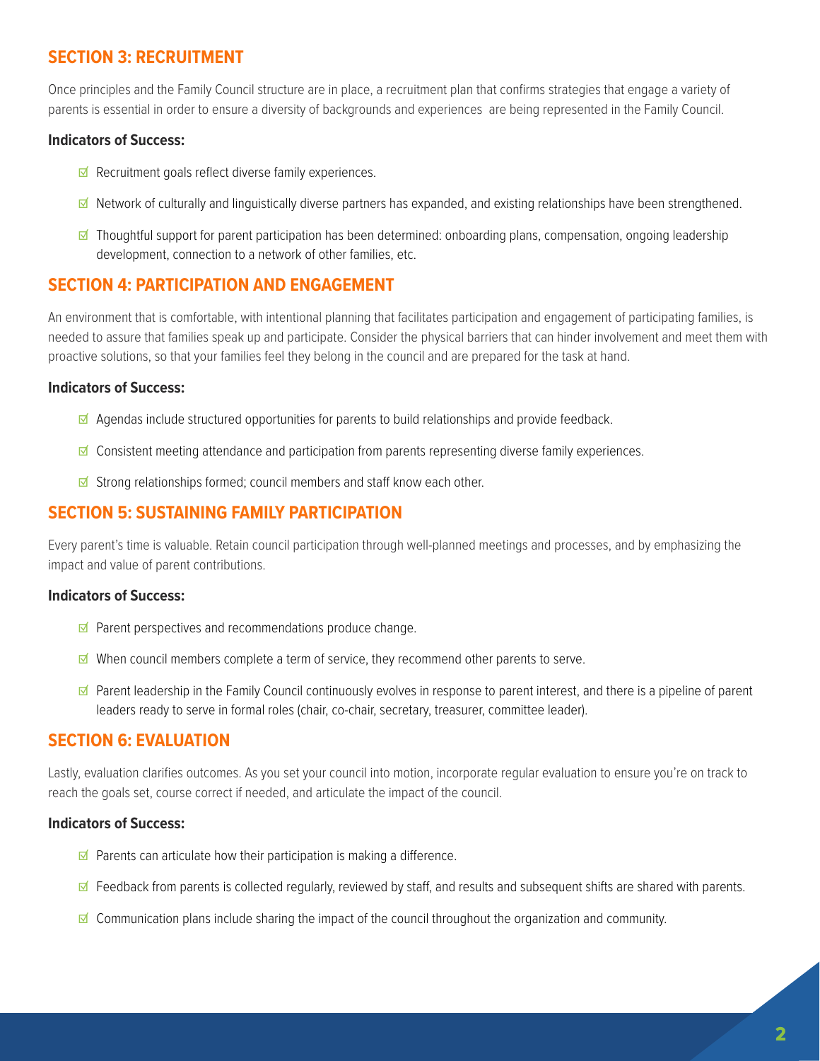## SECTION 3: RECRUITMENT

Once principles and the Family Council structure are in place, a recruitment plan that confirms strategies that engage a variety of parents is essential in order to ensure a diversity of backgrounds and experiences are being represented in the Family Council.

**Indicators of Success:**

- ☑ Recruitment goals reflect diverse family experiences.
- ☑ Network of culturally and linguistically diverse partners has expanded, and existing relationships have been strengthened.
- ☑ Thoughtful support for parent participation has been determined: onboarding plans, compensation, ongoing leadership development, connection to a network of other families, etc.

## SECTION 4: PARTICIPATION AND ENGAGEMENT

An environment that is comfortable, with intentional planning that facilitates participation and engagement of participating families, is needed to assure that families speak up and participate. Consider the physical barriers that can hinder involvement and meet them with proactive solutions, so that your families feel they belong in the council and are prepared for the task at hand.

**Indicators of Success:**

- ☑ Agendas include structured opportunities for parents to build relationships and provide feedback.
- ☑ Consistent meeting attendance and participation from parents representing diverse family experiences.
- ☑ Strong relationships formed; council members and staff know each other.

## SECTION 5: SUSTAINING FAMILY PARTICIPATION

Every parent's time is valuable. Retain council participation through well-planned meetings and processes, and by emphasizing the impact and value of parent contributions.

**Indicators of Success:**

- ☑ Parent perspectives and recommendations produce change.
- ☑ When council members complete a term of service, they recommend other parents to serve.
- ☑ Parent leadership in the Family Council continuously evolves in response to parent interest, and there is a pipeline of parent leaders ready to serve in formal roles (chair, co-chair, secretary, treasurer, committee leader).

## SECTION 6: EVALUATION

Lastly, evaluation clarifies outcomes. As you set your council into motion, incorporate regular evaluation to ensure you're on track to reach the goals set, course correct if needed, and articulate the impact of the council.

**Indicators of Success:**

- ☑ Parents can articulate how their participation is making a difference.
- ☑ Feedback from parents is collected regularly, reviewed by staff, and results and subsequent shifts are shared with parents.
- ☑ Communication plans include sharing the impact of the council throughout the organization and community.